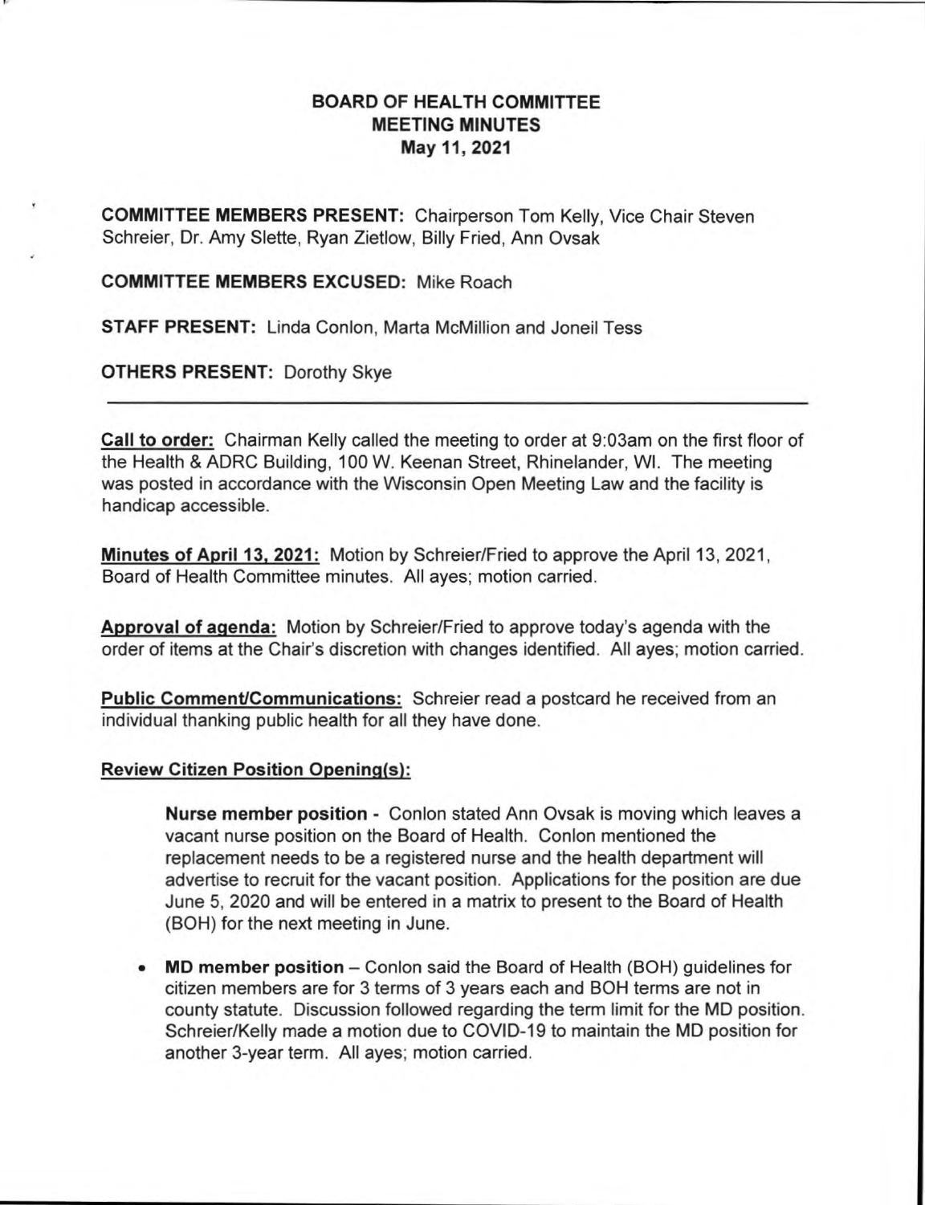# BOARD OF HEALTH COMMITTEE
## MEETING MINUTES
### May 11, 2021

**COMMITTEE MEMBERS PRESENT:** Chairperson Tom Kelly, Vice Chair Steven Schreier, Dr. Amy Slette, Ryan Zietlow, Billy Fried, Ann Ovsak

**COMMITTEE MEMBERS EXCUSED:** Mike Roach

**STAFF PRESENT:** Linda Conlon, Marta McMillion and Joneil Tess

**OTHERS PRESENT:** Dorothy Skye

---

**Call to order:** Chairman Kelly called the meeting to order at 9:03am on the first floor of the Health & ADRC Building, 100 W. Keenan Street, Rhinelander, WI. The meeting was posted in accordance with the Wisconsin Open Meeting Law and the facility is handicap accessible.

**Minutes of April 13, 2021:** Motion by Schreier/Fried to approve the April 13, 2021, Board of Health Committee minutes. All ayes; motion carried.

**Approval of agenda:** Motion by Schreier/Fried to approve today's agenda with the order of items at the Chair's discretion with changes identified. All ayes; motion carried.

**Public Comment/Communications:** Schreier read a postcard he received from an individual thanking public health for all they have done.

**Review Citizen Position Opening(s):**

**Nurse member position** - Conlon stated Ann Ovsak is moving which leaves a vacant nurse position on the Board of Health. Conlon mentioned the replacement needs to be a registered nurse and the health department will advertise to recruit for the vacant position. Applications for the position are due June 5, 2020 and will be entered in a matrix to present to the Board of Health (BOH) for the next meeting in June.

- **MD member position** – Conlon said the Board of Health (BOH) guidelines for citizen members are for 3 terms of 3 years each and BOH terms are not in county statute. Discussion followed regarding the term limit for the MD position. Schreier/Kelly made a motion due to COVID-19 to maintain the MD position for another 3-year term. All ayes; motion carried.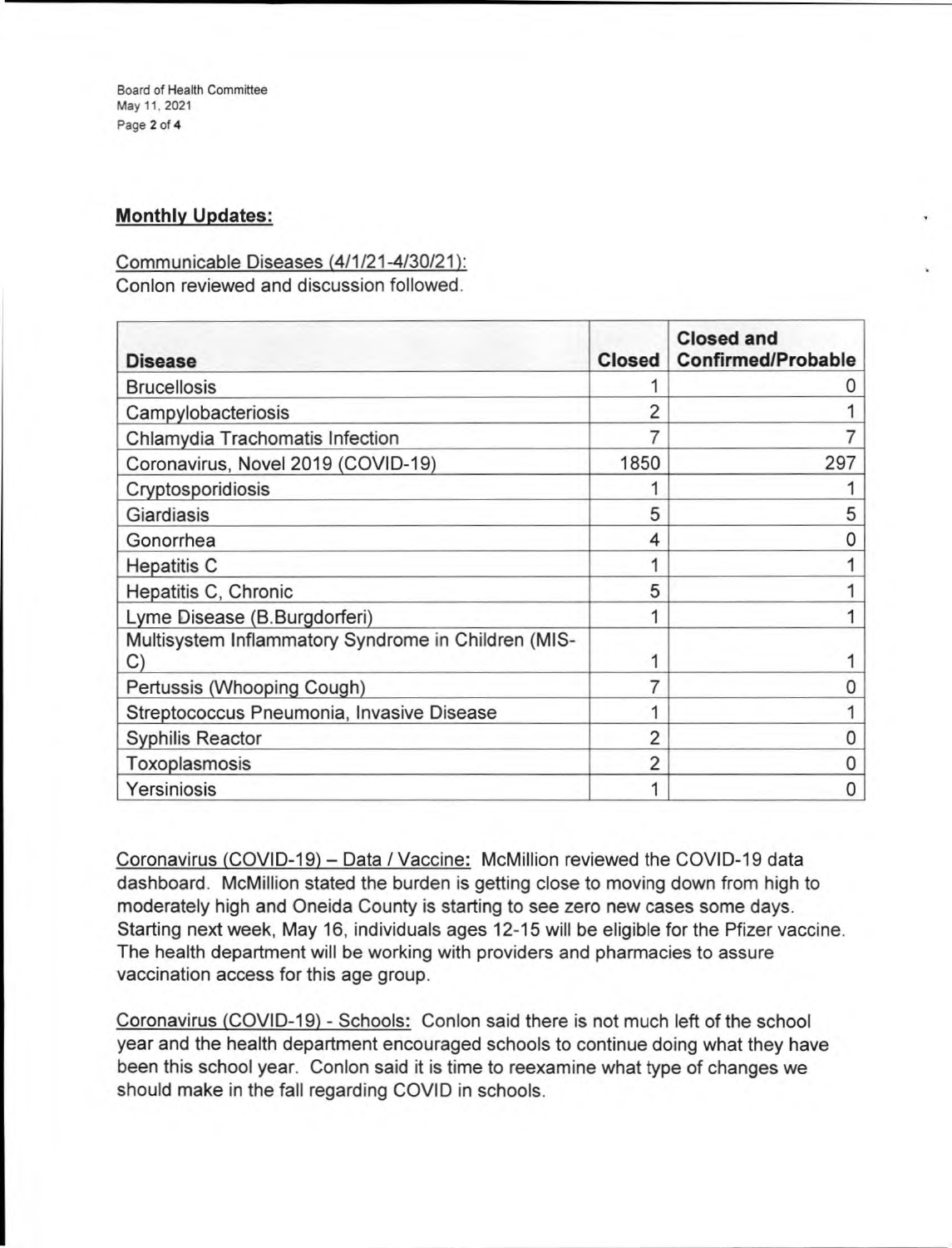## **Monthly Updates:**

Communicable Diseases (4/1/21-4/30/21):
Conlon reviewed and discussion followed.

| Disease | Closed | Closed and Confirmed/Probable |
|---|---|---|
| Brucellosis | 1 | 0 |
| Campylobacteriosis | 2 | 1 |
| Chlamydia Trachomatis Infection | 7 | 7 |
| Coronavirus, Novel 2019 (COVID-19) | 1850 | 297 |
| Cryptosporidiosis | 1 | 1 |
| Giardiasis | 5 | 5 |
| Gonorrhea | 4 | 0 |
| Hepatitis C | 1 | 1 |
| Hepatitis C, Chronic | 5 | 1 |
| Lyme Disease (B.Burgdorferi) | 1 | 1 |
| Multisystem Inflammatory Syndrome in Children (MIS-C) | 1 | 1 |
| Pertussis (Whooping Cough) | 7 | 0 |
| Streptococcus Pneumonia, Invasive Disease | 1 | 1 |
| Syphilis Reactor | 2 | 0 |
| Toxoplasmosis | 2 | 0 |
| Yersiniosis | 1 | 0 |

Coronavirus (COVID-19) – Data / Vaccine: McMillion reviewed the COVID-19 data dashboard. McMillion stated the burden is getting close to moving down from high to moderately high and Oneida County is starting to see zero new cases some days. Starting next week, May 16, individuals ages 12-15 will be eligible for the Pfizer vaccine. The health department will be working with providers and pharmacies to assure vaccination access for this age group.

Coronavirus (COVID-19) - Schools: Conlon said there is not much left of the school year and the health department encouraged schools to continue doing what they have been this school year. Conlon said it is time to reexamine what type of changes we should make in the fall regarding COVID in schools.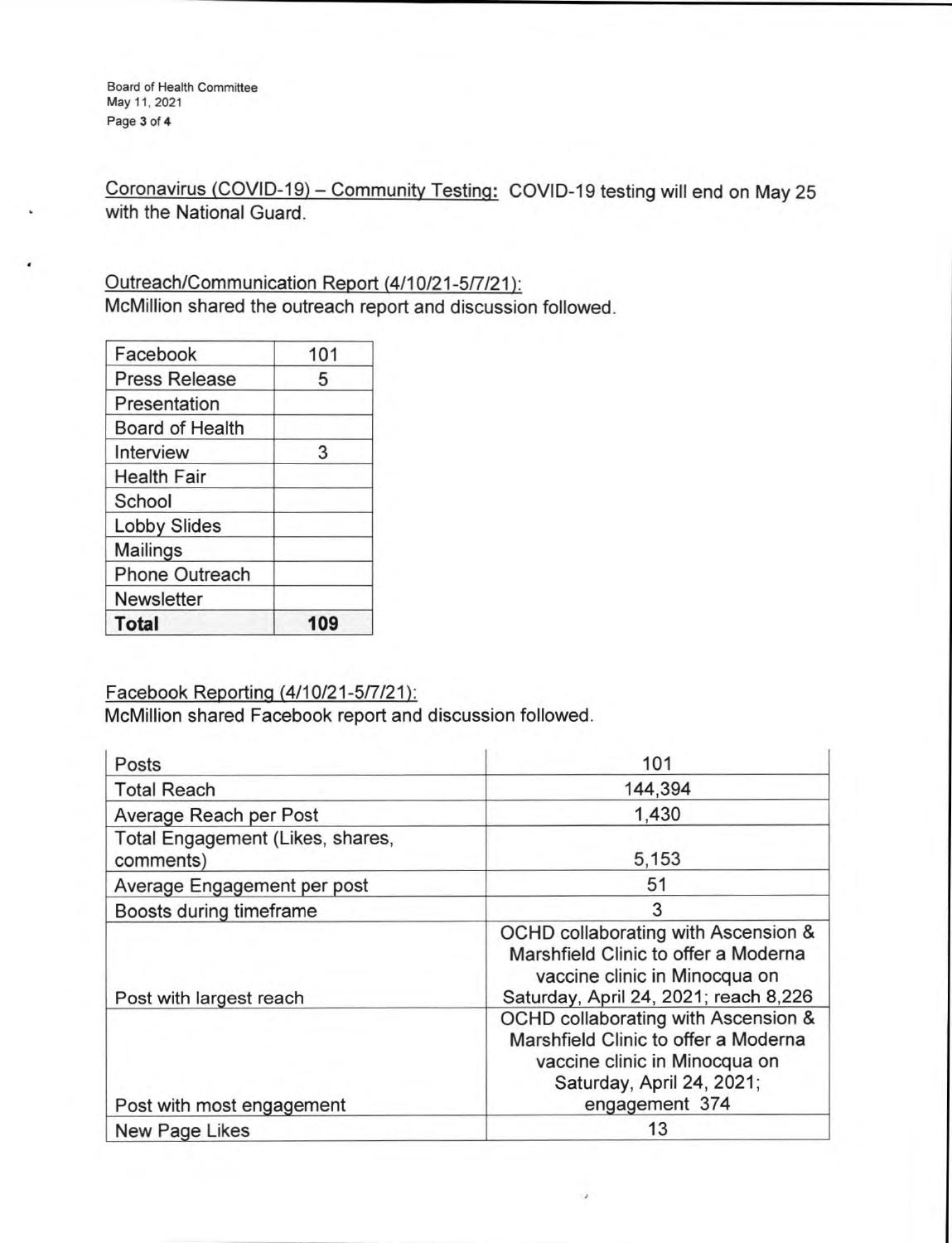Coronavirus (COVID-19) – Community Testing: COVID-19 testing will end on May 25 with the National Guard.

Outreach/Communication Report (4/10/21-5/7/21):
McMillion shared the outreach report and discussion followed.

| Facebook | 101 |
|---|---|
| Press Release | 5 |
| Presentation | |
| Board of Health | |
| Interview | 3 |
| Health Fair | |
| School | |
| Lobby Slides | |
| Mailings | |
| Phone Outreach | |
| Newsletter | |
| **Total** | **109** |

Facebook Reporting (4/10/21-5/7/21):
McMillion shared Facebook report and discussion followed.

| Posts | 101 |
|---|---|
| Total Reach | 144,394 |
| Average Reach per Post | 1,430 |
| Total Engagement (Likes, shares, comments) | 5,153 |
| Average Engagement per post | 51 |
| Boosts during timeframe | 3 |
| Post with largest reach | OCHD collaborating with Ascension & Marshfield Clinic to offer a Moderna vaccine clinic in Minocqua on Saturday, April 24, 2021; reach 8,226 |
| Post with most engagement | OCHD collaborating with Ascension & Marshfield Clinic to offer a Moderna vaccine clinic in Minocqua on Saturday, April 24, 2021; engagement 374 |
| New Page Likes | 13 |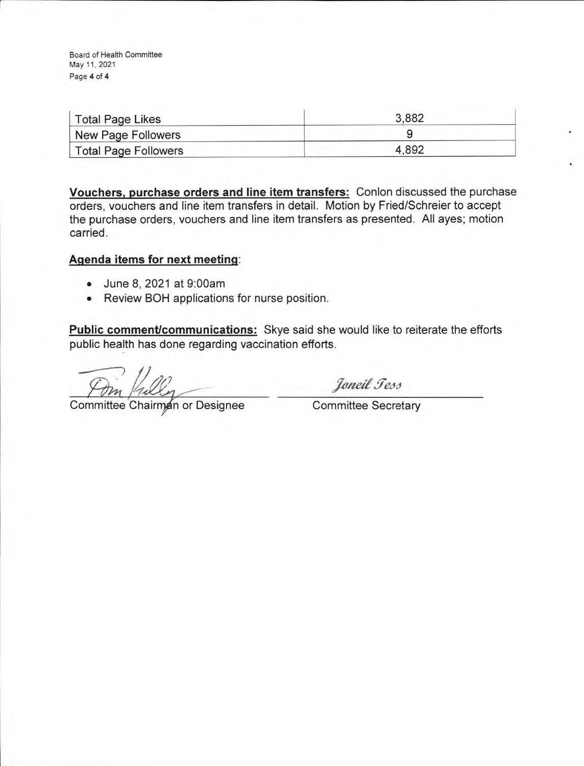| | |
|---|---|
| Total Page Likes | 3,882 |
| New Page Followers | 9 |
| Total Page Followers | 4,892 |

**Vouchers, purchase orders and line item transfers:** Conlon discussed the purchase orders, vouchers and line item transfers in detail. Motion by Fried/Schreier to accept the purchase orders, vouchers and line item transfers as presented. All ayes; motion carried.

**Agenda items for next meeting**:

- June 8, 2021 at 9:00am
- Review BOH applications for nurse position.

**Public comment/communications:** Skye said she would like to reiterate the efforts public health has done regarding vaccination efforts.

Tom Kelley
Committee Chairman or Designee

Janeil Tess
Committee Secretary